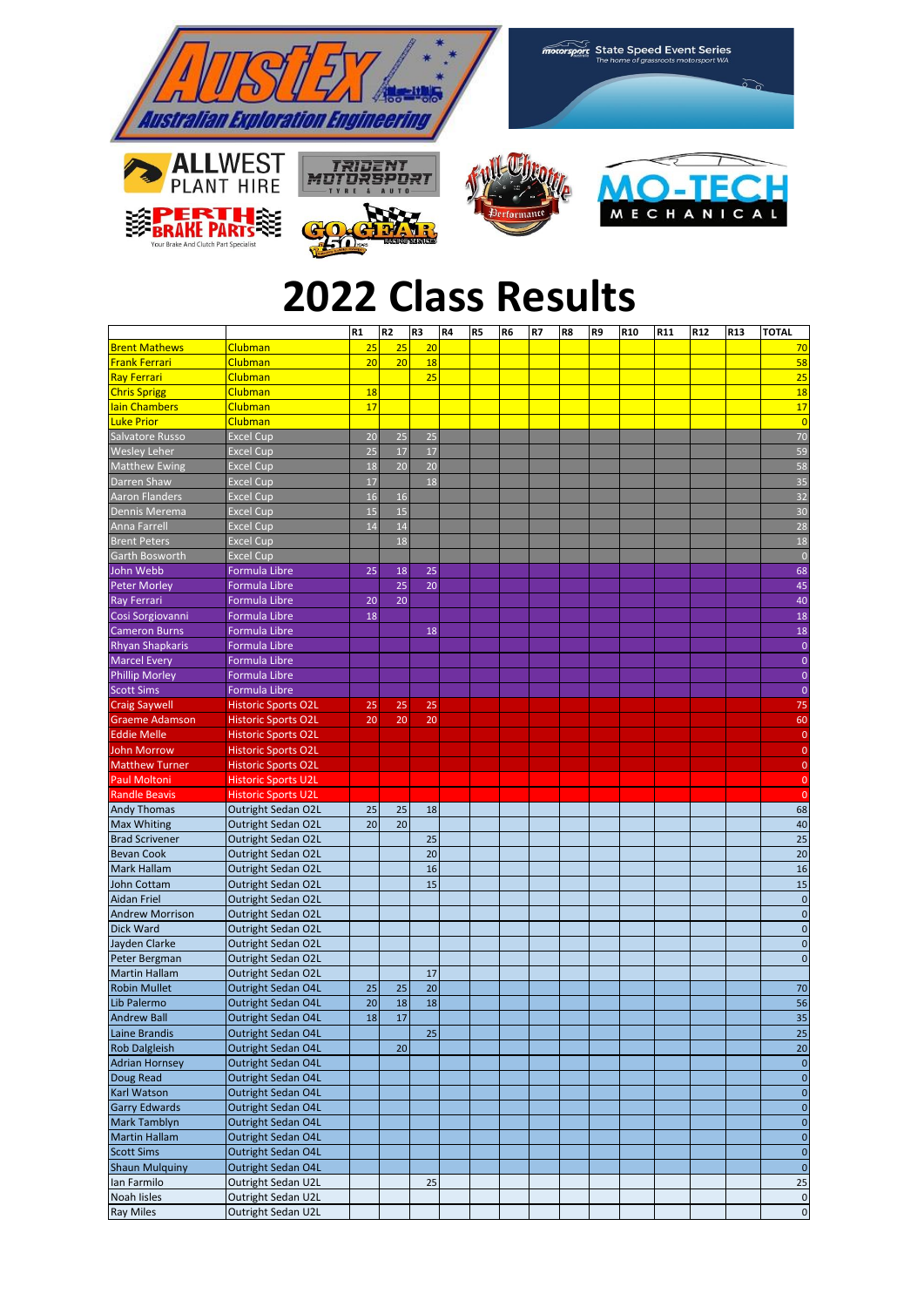# 2022 Class Results

| | | R1 | R2 | R3 | R4 | R5 | R6 | R7 | R8 | R9 | R10 | R11 | R12 | R13 | TOTAL |
|---|---|---|---|---|---|---|---|---|---|---|---|---|---|---|---|
| Brent Mathews | Clubman | 25 | 25 | 20 | | | | | | | | | | | 70 |
| Frank Ferrari | Clubman | 20 | 20 | 18 | | | | | | | | | | | 58 |
| Ray Ferrari | Clubman | | | 25 | | | | | | | | | | | 25 |
| Chris Sprigg | Clubman | 18 | | | | | | | | | | | | | 18 |
| Iain Chambers | Clubman | 17 | | | | | | | | | | | | | 17 |
| Luke Prior | Clubman | | | | | | | | | | | | | | 0 |
| Salvatore Russo | Excel Cup | 20 | 25 | 25 | | | | | | | | | | | 70 |
| Wesley Leher | Excel Cup | 25 | 17 | 17 | | | | | | | | | | | 59 |
| Matthew Ewing | Excel Cup | 18 | 20 | 20 | | | | | | | | | | | 58 |
| Darren Shaw | Excel Cup | 17 | | 18 | | | | | | | | | | | 35 |
| Aaron Flanders | Excel Cup | 16 | 16 | | | | | | | | | | | | 32 |
| Dennis Merema | Excel Cup | 15 | 15 | | | | | | | | | | | | 30 |
| Anna Farrell | Excel Cup | 14 | 14 | | | | | | | | | | | | 28 |
| Brent Peters | Excel Cup | | 18 | | | | | | | | | | | | 18 |
| Garth Bosworth | Excel Cup | | | | | | | | | | | | | | 0 |
| John Webb | Formula Libre | 25 | 18 | 25 | | | | | | | | | | | 68 |
| Peter Morley | Formula Libre | | 25 | 20 | | | | | | | | | | | 45 |
| Ray Ferrari | Formula Libre | 20 | 20 | | | | | | | | | | | | 40 |
| Cosi Sorgiovanni | Formula Libre | 18 | | | | | | | | | | | | | 18 |
| Cameron Burns | Formula Libre | | | 18 | | | | | | | | | | | 18 |
| Rhyan Shapkaris | Formula Libre | | | | | | | | | | | | | | 0 |
| Marcel Every | Formula Libre | | | | | | | | | | | | | | 0 |
| Phillip Morley | Formula Libre | | | | | | | | | | | | | | 0 |
| Scott Sims | Formula Libre | | | | | | | | | | | | | | 0 |
| Craig Saywell | Historic Sports O2L | 25 | 25 | 25 | | | | | | | | | | | 75 |
| Graeme Adamson | Historic Sports O2L | 20 | 20 | 20 | | | | | | | | | | | 60 |
| Eddie Melle | Historic Sports O2L | | | | | | | | | | | | | | 0 |
| John Morrow | Historic Sports O2L | | | | | | | | | | | | | | 0 |
| Matthew Turner | Historic Sports O2L | | | | | | | | | | | | | | 0 |
| Paul Moltoni | Historic Sports U2L | | | | | | | | | | | | | | 0 |
| Randle Beavis | Historic Sports U2L | | | | | | | | | | | | | | 0 |
| Andy Thomas | Outright Sedan O2L | 25 | 25 | 18 | | | | | | | | | | | 68 |
| Max Whiting | Outright Sedan O2L | 20 | 20 | | | | | | | | | | | | 40 |
| Brad Scrivener | Outright Sedan O2L | | | 25 | | | | | | | | | | | 25 |
| Bevan Cook | Outright Sedan O2L | | | 20 | | | | | | | | | | | 20 |
| Mark Hallam | Outright Sedan O2L | | | 16 | | | | | | | | | | | 16 |
| John Cottam | Outright Sedan O2L | | | 15 | | | | | | | | | | | 15 |
| Aidan Friel | Outright Sedan O2L | | | | | | | | | | | | | | 0 |
| Andrew Morrison | Outright Sedan O2L | | | | | | | | | | | | | | 0 |
| Dick Ward | Outright Sedan O2L | | | | | | | | | | | | | | 0 |
| Jayden Clarke | Outright Sedan O2L | | | | | | | | | | | | | | 0 |
| Peter Bergman | Outright Sedan O2L | | | | | | | | | | | | | | 0 |
| Martin Hallam | Outright Sedan O2L | | | 17 | | | | | | | | | | | |
| Robin Mullet | Outright Sedan O4L | 25 | 25 | 20 | | | | | | | | | | | 70 |
| Lib Palermo | Outright Sedan O4L | 20 | 18 | 18 | | | | | | | | | | | 56 |
| Andrew Ball | Outright Sedan O4L | 18 | 17 | | | | | | | | | | | | 35 |
| Laine Brandis | Outright Sedan O4L | | | 25 | | | | | | | | | | | 25 |
| Rob Dalgleish | Outright Sedan O4L | | 20 | | | | | | | | | | | | 20 |
| Adrian Hornsey | Outright Sedan O4L | | | | | | | | | | | | | | 0 |
| Doug Read | Outright Sedan O4L | | | | | | | | | | | | | | 0 |
| Karl Watson | Outright Sedan O4L | | | | | | | | | | | | | | 0 |
| Garry Edwards | Outright Sedan O4L | | | | | | | | | | | | | | 0 |
| Mark Tamblyn | Outright Sedan O4L | | | | | | | | | | | | | | 0 |
| Martin Hallam | Outright Sedan O4L | | | | | | | | | | | | | | 0 |
| Scott Sims | Outright Sedan O4L | | | | | | | | | | | | | | 0 |
| Shaun Mulquiny | Outright Sedan O4L | | | | | | | | | | | | | | 0 |
| Ian Farmilo | Outright Sedan U2L | | | 25 | | | | | | | | | | | 25 |
| Noah Isles | Outright Sedan U2L | | | | | | | | | | | | | | 0 |
| Ray Miles | Outright Sedan U2L | | | | | | | | | | | | | | 0 |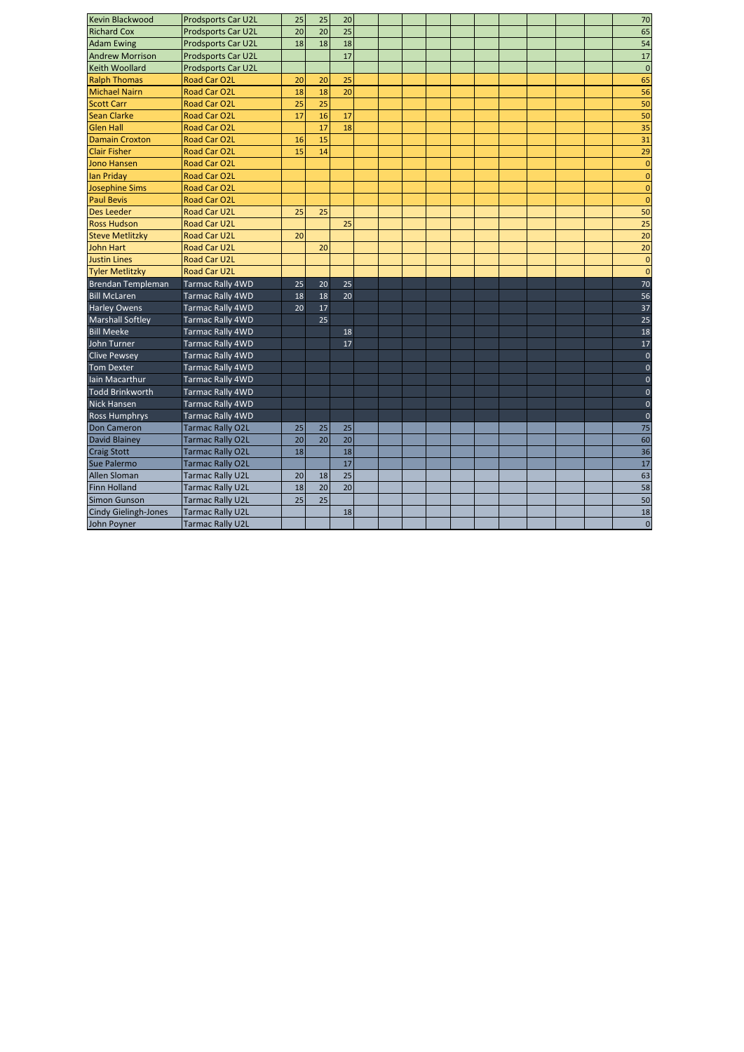| | | | | | | | | | | | | | | | |
|---|---|---|---|---|---|---|---|---|---|---|---|---|---|---|---|
| Kevin Blackwood | Prodsports Car U2L | 25 | 25 | 20 | | | | | | | | | | | 70 |
| Richard Cox | Prodsports Car U2L | 20 | 20 | 25 | | | | | | | | | | | 65 |
| Adam Ewing | Prodsports Car U2L | 18 | 18 | 18 | | | | | | | | | | | 54 |
| Andrew Morrison | Prodsports Car U2L | | | 17 | | | | | | | | | | | 17 |
| Keith Woollard | Prodsports Car U2L | | | | | | | | | | | | | | 0 |
| Ralph Thomas | Road Car O2L | 20 | 20 | 25 | | | | | | | | | | | 65 |
| Michael Nairn | Road Car O2L | 18 | 18 | 20 | | | | | | | | | | | 56 |
| Scott Carr | Road Car O2L | 25 | 25 | | | | | | | | | | | | 50 |
| Sean Clarke | Road Car O2L | 17 | 16 | 17 | | | | | | | | | | | 50 |
| Glen Hall | Road Car O2L | | 17 | 18 | | | | | | | | | | | 35 |
| Damain Croxton | Road Car O2L | 16 | 15 | | | | | | | | | | | | 31 |
| Clair Fisher | Road Car O2L | 15 | 14 | | | | | | | | | | | | 29 |
| Jono Hansen | Road Car O2L | | | | | | | | | | | | | | 0 |
| Ian Priday | Road Car O2L | | | | | | | | | | | | | | 0 |
| Josephine Sims | Road Car O2L | | | | | | | | | | | | | | 0 |
| Paul Bevis | Road Car O2L | | | | | | | | | | | | | | 0 |
| Des Leeder | Road Car U2L | 25 | 25 | | | | | | | | | | | | 50 |
| Ross Hudson | Road Car U2L | | | 25 | | | | | | | | | | | 25 |
| Steve Metlitzky | Road Car U2L | 20 | | | | | | | | | | | | | 20 |
| John Hart | Road Car U2L | | 20 | | | | | | | | | | | | 20 |
| Justin Lines | Road Car U2L | | | | | | | | | | | | | | 0 |
| Tyler Metlitzky | Road Car U2L | | | | | | | | | | | | | | 0 |
| Brendan Templeman | Tarmac Rally 4WD | 25 | 20 | 25 | | | | | | | | | | | 70 |
| Bill McLaren | Tarmac Rally 4WD | 18 | 18 | 20 | | | | | | | | | | | 56 |
| Harley Owens | Tarmac Rally 4WD | 20 | 17 | | | | | | | | | | | | 37 |
| Marshall Softley | Tarmac Rally 4WD | | 25 | | | | | | | | | | | | 25 |
| Bill Meeke | Tarmac Rally 4WD | | | 18 | | | | | | | | | | | 18 |
| John Turner | Tarmac Rally 4WD | | | 17 | | | | | | | | | | | 17 |
| Clive Pewsey | Tarmac Rally 4WD | | | | | | | | | | | | | | 0 |
| Tom Dexter | Tarmac Rally 4WD | | | | | | | | | | | | | | 0 |
| Iain Macarthur | Tarmac Rally 4WD | | | | | | | | | | | | | | 0 |
| Todd Brinkworth | Tarmac Rally 4WD | | | | | | | | | | | | | | 0 |
| Nick Hansen | Tarmac Rally 4WD | | | | | | | | | | | | | | 0 |
| Ross Humphrys | Tarmac Rally 4WD | | | | | | | | | | | | | | 0 |
| Don Cameron | Tarmac Rally O2L | 25 | 25 | 25 | | | | | | | | | | | 75 |
| David Blainey | Tarmac Rally O2L | 20 | 20 | 20 | | | | | | | | | | | 60 |
| Craig Stott | Tarmac Rally O2L | 18 | | 18 | | | | | | | | | | | 36 |
| Sue Palermo | Tarmac Rally O2L | | | 17 | | | | | | | | | | | 17 |
| Allen Sloman | Tarmac Rally U2L | 20 | 18 | 25 | | | | | | | | | | | 63 |
| Finn Holland | Tarmac Rally U2L | 18 | 20 | 20 | | | | | | | | | | | 58 |
| Simon Gunson | Tarmac Rally U2L | 25 | 25 | | | | | | | | | | | | 50 |
| Cindy Gielingh-Jones | Tarmac Rally U2L | | | 18 | | | | | | | | | | | 18 |
| John Poyner | Tarmac Rally U2L | | | | | | | | | | | | | | 0 |